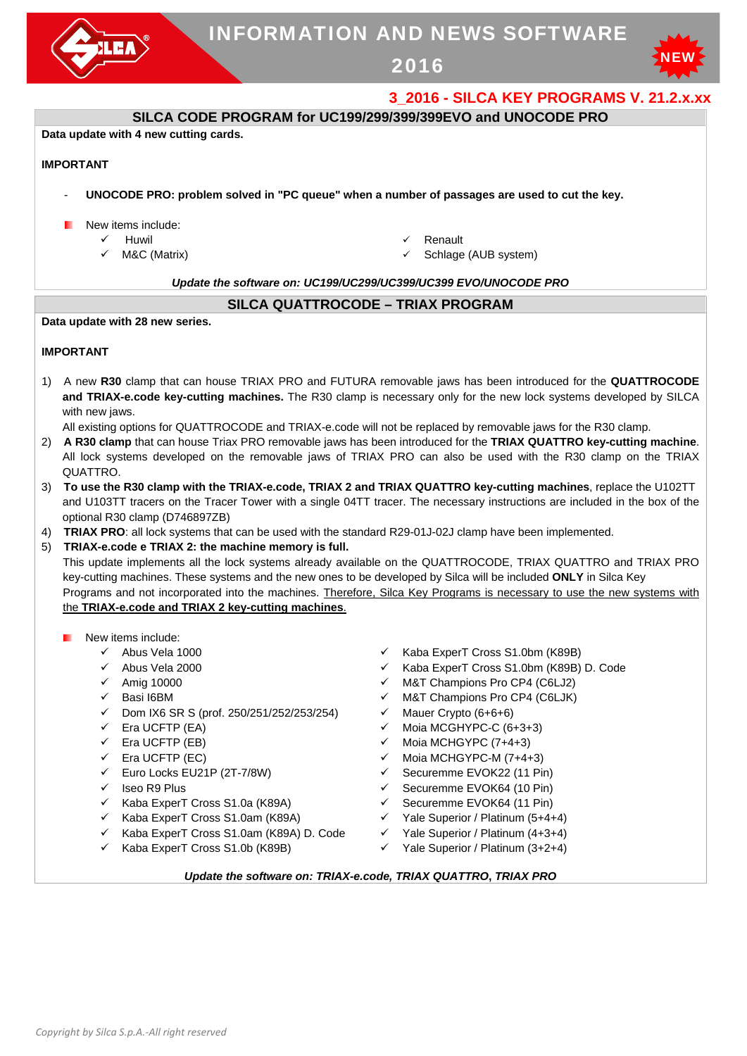# INFORMATION AND NEWS SOFTWARE 2016

NEW

## 3_2016 - SILCA KEY PROGRAMS V. 21.2.x.xx

### SILCA CODE PROGRAM for UC199/299/399/399EVO and UNOCODE PRO

**Data update with 4 new cutting cards.**

**IMPORTANT**

- **UNOCODE PRO: problem solved in "PC queue" when a number of passages are used to cut the key.**

- New items include:
  - ✓ Huwil
  - ✓ M&C (Matrix)
  - ✓ Renault
  - ✓ Schlage (AUB system)

***Update the software on: UC199/UC299/UC399/UC399 EVO/UNOCODE PRO***

### SILCA QUATTROCODE – TRIAX PROGRAM

**Data update with 28 new series.**

**IMPORTANT**

1) A new **R30** clamp that can house TRIAX PRO and FUTURA removable jaws has been introduced for the **QUATTROCODE and TRIAX-e.code key-cutting machines.** The R30 clamp is necessary only for the new lock systems developed by SILCA with new jaws.
   All existing options for QUATTROCODE and TRIAX-e.code will not be replaced by removable jaws for the R30 clamp.
2) **A R30 clamp** that can house Triax PRO removable jaws has been introduced for the **TRIAX QUATTRO key-cutting machine**. All lock systems developed on the removable jaws of TRIAX PRO can also be used with the R30 clamp on the TRIAX QUATTRO.
3) **To use the R30 clamp with the TRIAX-e.code, TRIAX 2 and TRIAX QUATTRO key-cutting machines**, replace the U102TT and U103TT tracers on the Tracer Tower with a single 04TT tracer. The necessary instructions are included in the box of the optional R30 clamp (D746897ZB)
4) **TRIAX PRO**: all lock systems that can be used with the standard R29-01J-02J clamp have been implemented.
5) **TRIAX-e.code e TRIAX 2: the machine memory is full.**
   This update implements all the lock systems already available on the QUATTROCODE, TRIAX QUATTRO and TRIAX PRO key-cutting machines. These systems and the new ones to be developed by Silca will be included **ONLY** in Silca Key Programs and not incorporated into the machines. <u>Therefore, Silca Key Programs is necessary to use the new systems with the **TRIAX-e.code and TRIAX 2 key-cutting machines**.</u>

- New items include:
  - ✓ Abus Vela 1000
  - ✓ Abus Vela 2000
  - ✓ Amig 10000
  - ✓ Basi I6BM
  - ✓ Dom IX6 SR S (prof. 250/251/252/253/254)
  - ✓ Era UCFTP (EA)
  - ✓ Era UCFTP (EB)
  - ✓ Era UCFTP (EC)
  - ✓ Euro Locks EU21P (2T-7/8W)
  - ✓ Iseo R9 Plus
  - ✓ Kaba ExperT Cross S1.0a (K89A)
  - ✓ Kaba ExperT Cross S1.0am (K89A)
  - ✓ Kaba ExperT Cross S1.0am (K89A) D. Code
  - ✓ Kaba ExperT Cross S1.0b (K89B)
  - ✓ Kaba ExperT Cross S1.0bm (K89B)
  - ✓ Kaba ExperT Cross S1.0bm (K89B) D. Code
  - ✓ M&T Champions Pro CP4 (C6LJ2)
  - ✓ M&T Champions Pro CP4 (C6LJK)
  - ✓ Mauer Crypto (6+6+6)
  - ✓ Moia MCGHYPC-C (6+3+3)
  - ✓ Moia MCHGYPC (7+4+3)
  - ✓ Moia MCHGYPC-M (7+4+3)
  - ✓ Securemme EVOK22 (11 Pin)
  - ✓ Securemme EVOK64 (10 Pin)
  - ✓ Securemme EVOK64 (11 Pin)
  - ✓ Yale Superior / Platinum (5+4+4)
  - ✓ Yale Superior / Platinum (4+3+4)
  - ✓ Yale Superior / Platinum (3+2+4)

***Update the software on: TRIAX-e.code, TRIAX QUATTRO, TRIAX PRO***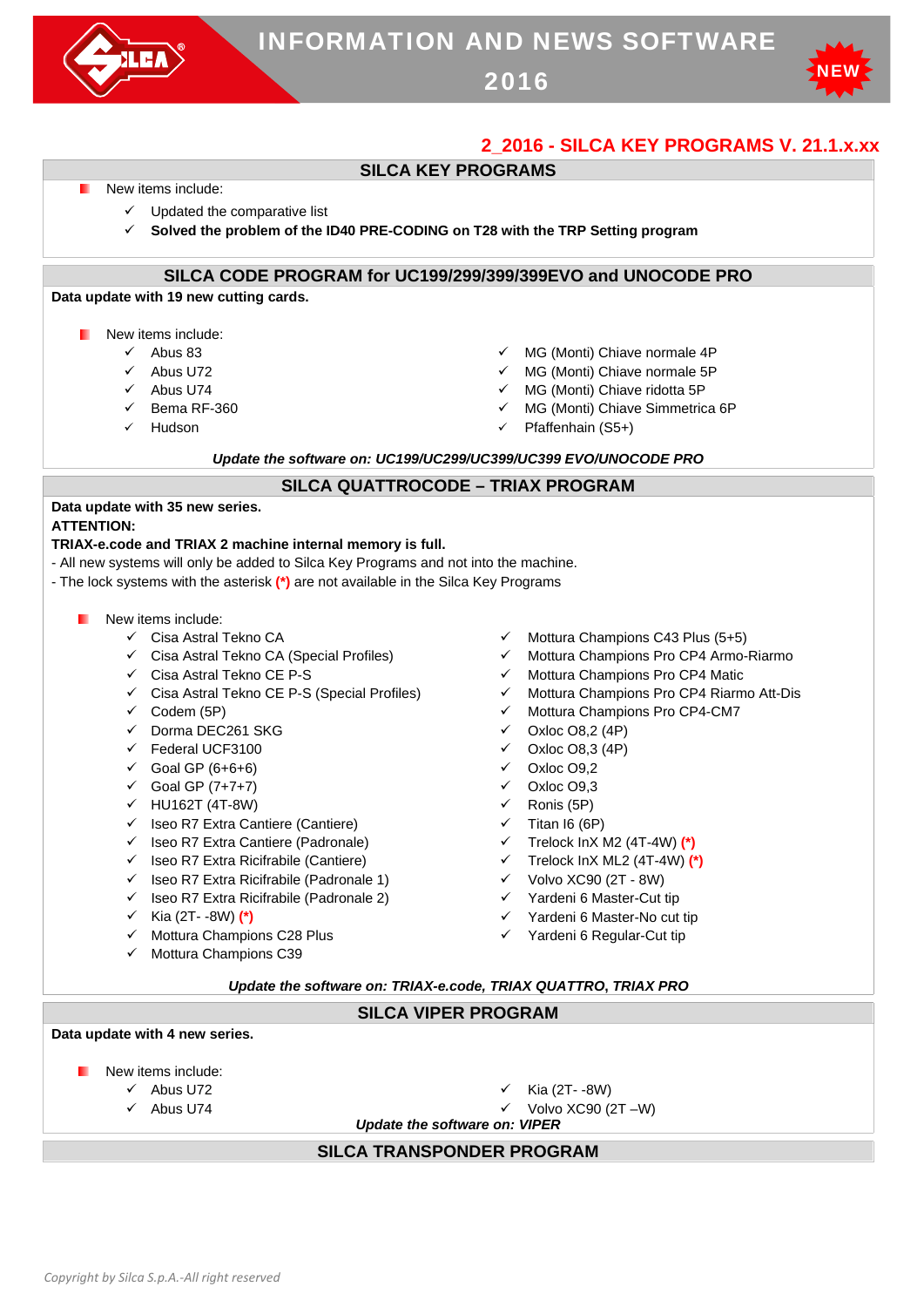# INFORMATION AND NEWS SOFTWARE 2016

## 2_2016 - SILCA KEY PROGRAMS V. 21.1.x.xx

### SILCA KEY PROGRAMS

- New items include:
  - ✓ Updated the comparative list
  - ✓ **Solved the problem of the ID40 PRE-CODING on T28 with the TRP Setting program**

### SILCA CODE PROGRAM for UC199/299/399/399EVO and UNOCODE PRO

**Data update with 19 new cutting cards.**

- New items include:
  - ✓ Abus 83
  - ✓ Abus U72
  - ✓ Abus U74
  - ✓ Bema RF-360
  - ✓ Hudson
  - ✓ MG (Monti) Chiave normale 4P
  - ✓ MG (Monti) Chiave normale 5P
  - ✓ MG (Monti) Chiave ridotta 5P
  - ✓ MG (Monti) Chiave Simmetrica 6P
  - ✓ Pfaffenhain (S5+)

***Update the software on: UC199/UC299/UC399/UC399 EVO/UNOCODE PRO***

### SILCA QUATTROCODE – TRIAX PROGRAM

**Data update with 35 new series.**
**ATTENTION:**
**TRIAX-e.code and TRIAX 2 machine internal memory is full.**
- All new systems will only be added to Silca Key Programs and not into the machine.
- The lock systems with the asterisk **(*)** are not available in the Silca Key Programs

- New items include:
  - ✓ Cisa Astral Tekno CA
  - ✓ Cisa Astral Tekno CA (Special Profiles)
  - ✓ Cisa Astral Tekno CE P-S
  - ✓ Cisa Astral Tekno CE P-S (Special Profiles)
  - ✓ Codem (5P)
  - ✓ Dorma DEC261 SKG
  - ✓ Federal UCF3100
  - ✓ Goal GP (6+6+6)
  - ✓ Goal GP (7+7+7)
  - ✓ HU162T (4T-8W)
  - ✓ Iseo R7 Extra Cantiere (Cantiere)
  - ✓ Iseo R7 Extra Cantiere (Padronale)
  - ✓ Iseo R7 Extra Ricifrabile (Cantiere)
  - ✓ Iseo R7 Extra Ricifrabile (Padronale 1)
  - ✓ Iseo R7 Extra Ricifrabile (Padronale 2)
  - ✓ Kia (2T- -8W) **(*)**
  - ✓ Mottura Champions C28 Plus
  - ✓ Mottura Champions C39
  - ✓ Mottura Champions C43 Plus (5+5)
  - ✓ Mottura Champions Pro CP4 Armo-Riarmo
  - ✓ Mottura Champions Pro CP4 Matic
  - ✓ Mottura Champions Pro CP4 Riarmo Att-Dis
  - ✓ Mottura Champions Pro CP4-CM7
  - ✓ Oxloc O8,2 (4P)
  - ✓ Oxloc O8,3 (4P)
  - ✓ Oxloc O9,2
  - ✓ Oxloc O9,3
  - ✓ Ronis (5P)
  - ✓ Titan I6 (6P)
  - ✓ Trelock InX M2 (4T-4W) **(*)**
  - ✓ Trelock InX ML2 (4T-4W) **(*)**
  - ✓ Volvo XC90 (2T - 8W)
  - ✓ Yardeni 6 Master-Cut tip
  - ✓ Yardeni 6 Master-No cut tip
  - ✓ Yardeni 6 Regular-Cut tip

***Update the software on: TRIAX-e.code, TRIAX QUATTRO, TRIAX PRO***

### SILCA VIPER PROGRAM

**Data update with 4 new series.**

- New items include:
  - ✓ Abus U72
  - ✓ Abus U74
  - ✓ Kia (2T- -8W)
  - ✓ Volvo XC90 (2T –W)

***Update the software on: VIPER***

### SILCA TRANSPONDER PROGRAM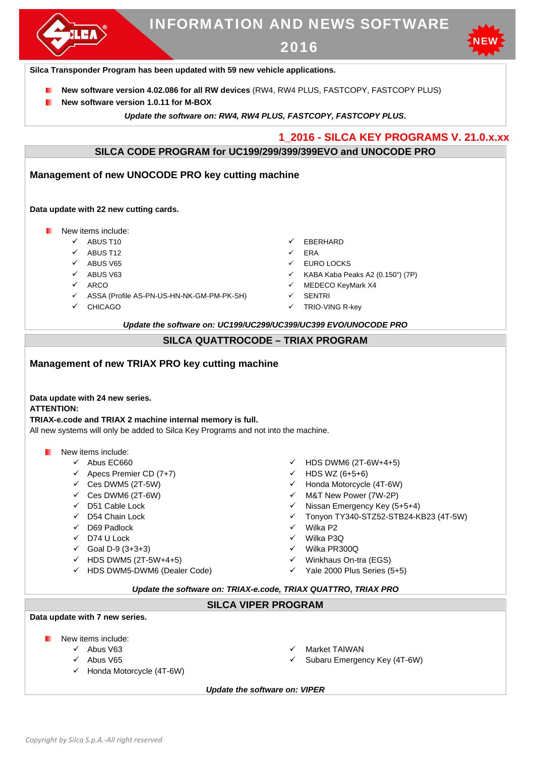# INFORMATION AND NEWS SOFTWARE 2016

NEW

**Silca Transponder Program has been updated with 59 new vehicle applications.**

- **New software version 4.02.086 for all RW devices** (RW4, RW4 PLUS, FASTCOPY, FASTCOPY PLUS)
- **New software version 1.0.11 for M-BOX**

***Update the software on: RW4, RW4 PLUS, FASTCOPY, FASTCOPY PLUS.***

## 1_2016 - SILCA KEY PROGRAMS V. 21.0.x.xx

### SILCA CODE PROGRAM for UC199/299/399/399EVO and UNOCODE PRO

**Management of new UNOCODE PRO key cutting machine**

**Data update with 22 new cutting cards.**

- New items include:
  - ✓ ABUS T10
  - ✓ ABUS T12
  - ✓ ABUS V65
  - ✓ ABUS V63
  - ✓ ARCO
  - ✓ ASSA (Profile AS-PN-US-HN-NK-GM-PM-PK-SH)
  - ✓ CHICAGO
  - ✓ EBERHARD
  - ✓ ERA
  - ✓ EURO LOCKS
  - ✓ KABA Kaba Peaks A2 (0.150") (7P)
  - ✓ MEDECO KeyMark X4
  - ✓ SENTRI
  - ✓ TRIO-VING R-key

***Update the software on: UC199/UC299/UC399/UC399 EVO/UNOCODE PRO***

### SILCA QUATTROCODE – TRIAX PROGRAM

**Management of new TRIAX PRO key cutting machine**

**Data update with 24 new series.**
**ATTENTION:**
**TRIAX-e.code and TRIAX 2 machine internal memory is full.**
All new systems will only be added to Silca Key Programs and not into the machine.

- New items include:
  - ✓ Abus EC660
  - ✓ Apecs Premier CD (7+7)
  - ✓ Ces DWM5 (2T-5W)
  - ✓ Ces DWM6 (2T-6W)
  - ✓ D51 Cable Lock
  - ✓ D54 Chain Lock
  - ✓ D69 Padlock
  - ✓ D74 U Lock
  - ✓ Goal D-9 (3+3+3)
  - ✓ HDS DWM5 (2T-5W+4+5)
  - ✓ HDS DWM5-DWM6 (Dealer Code)
  - ✓ HDS DWM6 (2T-6W+4+5)
  - ✓ HDS WZ (6+5+6)
  - ✓ Honda Motorcycle (4T-6W)
  - ✓ M&T New Power (7W-2P)
  - ✓ Nissan Emergency Key (5+5+4)
  - ✓ Tonyon TY340-STZ52-STB24-KB23 (4T-5W)
  - ✓ Wilka P2
  - ✓ Wilka P3Q
  - ✓ Wilka PR300Q
  - ✓ Winkhaus On-tra (EGS)
  - ✓ Yale 2000 Plus Series (5+5)

***Update the software on: TRIAX-e.code, TRIAX QUATTRO, TRIAX PRO***

### SILCA VIPER PROGRAM

**Data update with 7 new series.**

- New items include:
  - ✓ Abus V63
  - ✓ Abus V65
  - ✓ Honda Motorcycle (4T-6W)
  - ✓ Market TAIWAN
  - ✓ Subaru Emergency Key (4T-6W)

***Update the software on: VIPER***

*Copyright by Silca S.p.A.-All right reserved*